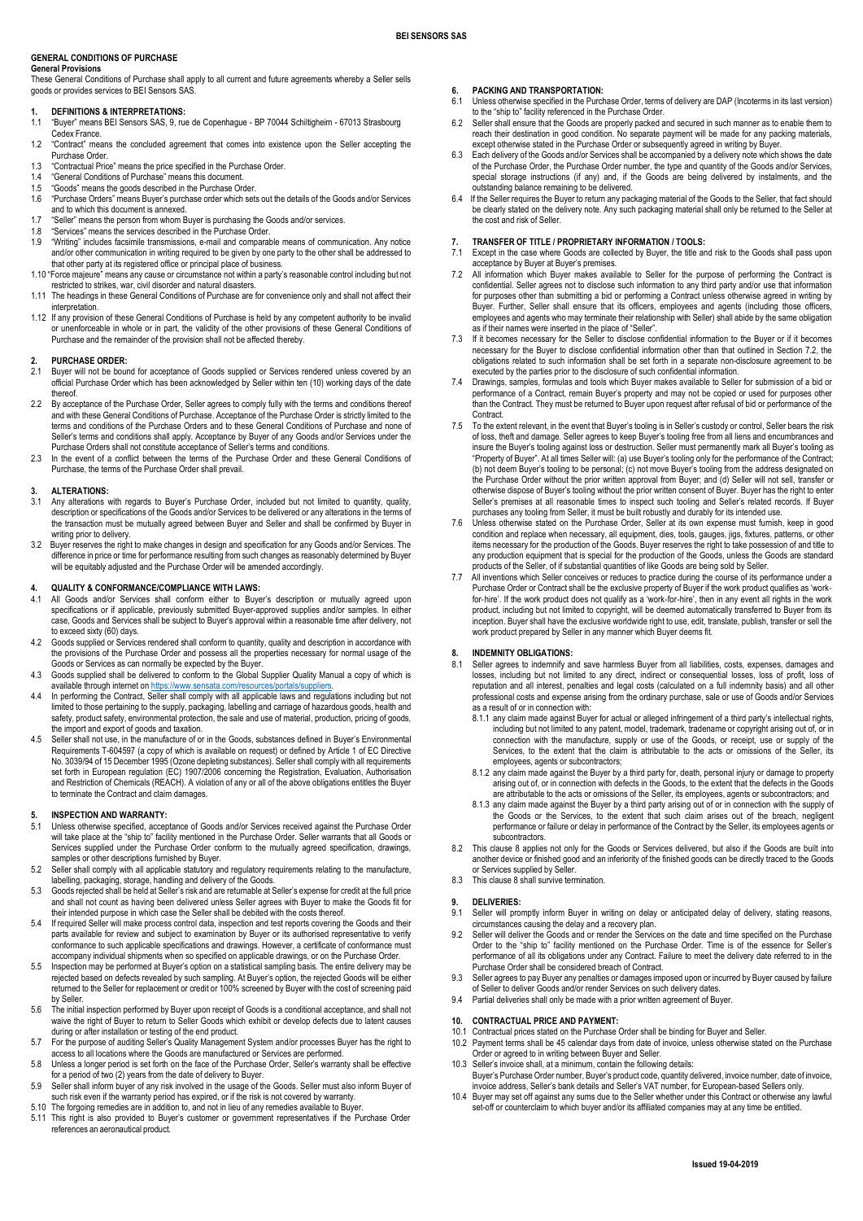# GENERAL CONDITIONS OF PURCHASE

## General Provisions

These General Conditions of Purchase shall apply to all current and future agreements whereby a Seller sells goods or provides services to BEI Sensors SAS.

### 1. DEFINITIONS & INTERPRETATIONS:

1.1 "Buyer" means BEI Sensors SAS, 9, rue de Copenhague - BP 70044 Schiltigheim - 67013 Strasbourg Cedex France.

1.2 "Contract" means the concluded agreement that comes into existence upon the Seller accepting the Purchase Order.

1.3 "Contractual Price" means the price specified in the Purchase Order.

1.4 "General Conditions of Purchase" means this document.

1.5 "Goods" means the goods described in the Purchase Order.

1.6 "Purchase Orders" means Buyer's purchase order which sets out the details of the Goods and/or Services and to which this document is annexed.

1.7 "Seller" means the person from whom Buyer is purchasing the Goods and/or services.

1.8 "Services" means the services described in the Purchase Order.

1.9 "Writing" includes facsimile transmissions, e-mail and comparable means of communication. Any notice and/or other communication in writing required to be given by one party to the other shall be addressed to that other party at its registered office or principal place of business.

1.10 "Force majeure" means any cause or circumstance not within a party's reasonable control including but not restricted to strikes, war, civil disorder and natural disasters.

1.11 The headings in these General Conditions of Purchase are for convenience only and shall not affect their interpretation.

1.12 If any provision of these General Conditions of Purchase is held by any competent authority to be invalid or unenforceable in whole or in part, the validity of the other provisions of these General Conditions of Purchase and the remainder of the provision shall not be affected thereby.

### 2. PURCHASE ORDER:

2.1 Buyer will not be bound for acceptance of Goods supplied or Services rendered unless covered by an official Purchase Order which has been acknowledged by Seller within ten (10) working days of the date thereof.

2.2 By acceptance of the Purchase Order, Seller agrees to comply fully with the terms and conditions thereof and with these General Conditions of Purchase. Acceptance of the Purchase Order is strictly limited to the terms and conditions of the Purchase Orders and to these General Conditions of Purchase and none of Seller's terms and conditions shall apply. Acceptance by Buyer of any Goods and/or Services under the Purchase Orders shall not constitute acceptance of Seller's terms and conditions.

2.3 In the event of a conflict between the terms of the Purchase Order and these General Conditions of Purchase, the terms of the Purchase Order shall prevail.

### 3. ALTERATIONS:

3.1 Any alterations with regards to Buyer's Purchase Order, included but not limited to quantity, quality, description or specifications of the Goods and/or Services to be delivered or any alterations in the terms of the transaction must be mutually agreed between Buyer and Seller and shall be confirmed by Buyer in writing prior to delivery.

3.2 Buyer reserves the right to make changes in design and specification for any Goods and/or Services. The difference in price or time for performance resulting from such changes as reasonably determined by Buyer will be equitably adjusted and the Purchase Order will be amended accordingly.

### 4. QUALITY & CONFORMANCE/COMPLIANCE WITH LAWS:

4.1 All Goods and/or Services shall conform either to Buyer's description or mutually agreed upon specifications or if applicable, previously submitted Buyer-approved supplies and/or samples. In either case, Goods and Services shall be subject to Buyer's approval within a reasonable time after delivery, not to exceed sixty (60) days.

4.2 Goods supplied or Services rendered shall conform to quantity, quality and description in accordance with the provisions of the Purchase Order and possess all the properties necessary for normal usage of the Goods or Services as can normally be expected by the Buyer.

4.3 Goods supplied shall be delivered to conform to the Global Supplier Quality Manual a copy of which is available through internet on https://www.sensata.com/resources/portals/suppliers.

4.4 In performing the Contract, Seller shall comply with all applicable laws and regulations including but not limited to those pertaining to the supply, packaging, labelling and carriage of hazardous goods, health and safety, product safety, environmental protection, the sale and use of material, production, pricing of goods, the import and export of goods and taxation.

4.5 Seller shall not use, in the manufacture of or in the Goods, substances defined in Buyer's Environmental Requirements T-604597 (a copy of which is available on request) or defined by Article 1 of EC Directive No. 3039/94 of 15 December 1995 (Ozone depleting substances). Seller shall comply with all requirements set forth in European regulation (EC) 1907/2006 concerning the Registration, Evaluation, Authorisation and Restriction of Chemicals (REACH). A violation of any or all of the above obligations entitles the Buyer to terminate the Contract and claim damages.

### 5. INSPECTION AND WARRANTY:

5.1 Unless otherwise specified, acceptance of Goods and/or Services received against the Purchase Order will take place at the "ship to" facility mentioned in the Purchase Order. Seller warrants that all Goods or Services supplied under the Purchase Order conform to the mutually agreed specification, drawings, samples or other descriptions furnished by Buyer.

5.2 Seller shall comply with all applicable statutory and regulatory requirements relating to the manufacture, labelling, packaging, storage, handling and delivery of the Goods.

5.3 Goods rejected shall be held at Seller's risk and are returnable at Seller's expense for credit at the full price and shall not count as having been delivered unless Seller agrees with Buyer to make the Goods fit for their intended purpose in which case the Seller shall be debited with the costs thereof.

5.4 If required Seller will make process control data, inspection and test reports covering the Goods and their parts available for review and subject to examination by Buyer or its authorised representative to verify conformance to such applicable specifications and drawings. However, a certificate of conformance must accompany individual shipments when so specified on applicable drawings, or on the Purchase Order.

5.5 Inspection may be performed at Buyer's option on a statistical sampling basis. The entire delivery may be rejected based on defects revealed by such sampling. At Buyer's option, the rejected Goods will be either returned to the Seller for replacement or credit or 100% screened by Buyer with the cost of screening paid by Seller.

5.6 The initial inspection performed by Buyer upon receipt of Goods is a conditional acceptance, and shall not waive the right of Buyer to return to Seller Goods which exhibit or develop defects due to latent causes during or after installation or testing of the end product.

5.7 For the purpose of auditing Seller's Quality Management System and/or processes Buyer has the right to access to all locations where the Goods are manufactured or Services are performed.

5.8 Unless a longer period is set forth on the face of the Purchase Order, Seller's warranty shall be effective for a period of two (2) years from the date of delivery to Buyer.

5.9 Seller shall inform buyer of any risk involved in the usage of the Goods. Seller must also inform Buyer of such risk even if the warranty period has expired, or if the risk is not covered by warranty.

5.10 The forgoing remedies are in addition to, and not in lieu of any remedies available to Buyer.

5.11 This right is also provided to Buyer's customer or government representatives if the Purchase Order references an aeronautical product.

### 6. PACKING AND TRANSPORTATION:

6.1 Unless otherwise specified in the Purchase Order, terms of delivery are DAP (Incoterms in its last version) to the "ship to" facility referenced in the Purchase Order.

6.2 Seller shall ensure that the Goods are properly packed and secured in such manner as to enable them to reach their destination in good condition. No separate payment will be made for any packing materials, except otherwise stated in the Purchase Order or subsequently agreed in writing by Buyer.

6.3 Each delivery of the Goods and/or Services shall be accompanied by a delivery note which shows the date of the Purchase Order, the Purchase Order number, the type and quantity of the Goods and/or Services, special storage instructions (if any) and, if the Goods are being delivered by instalments, and the outstanding balance remaining to be delivered.

6.4 If the Seller requires the Buyer to return any packaging material of the Goods to the Seller, that fact should be clearly stated on the delivery note. Any such packaging material shall only be returned to the Seller at the cost and risk of Seller.

### 7. TRANSFER OF TITLE / PROPRIETARY INFORMATION / TOOLS:

7.1 Except in the case where Goods are collected by Buyer, the title and risk to the Goods shall pass upon acceptance by Buyer at Buyer's premises.

7.2 All information which Buyer makes available to Seller for the purpose of performing the Contract is confidential. Seller agrees not to disclose such information to any third party and/or use that information for purposes other than submitting a bid or performing a Contract unless otherwise agreed in writing by Buyer. Further, Seller shall ensure that its officers, employees and agents (including those officers, employees and agents who may terminate their relationship with Seller) shall abide by the same obligation as if their names were inserted in the place of "Seller".

7.3 If it becomes necessary for the Seller to disclose confidential information to the Buyer or if it becomes necessary for the Buyer to disclose confidential information other than that outlined in Section 7.2, the obligations related to such information shall be set forth in a separate non-disclosure agreement to be executed by the parties prior to the disclosure of such confidential information.

7.4 Drawings, samples, formulas and tools which Buyer makes available to Seller for submission of a bid or performance of a Contract, remain Buyer's property and may not be copied or used for purposes other than the Contract. They must be returned to Buyer upon request after refusal of bid or performance of the Contract.

7.5 To the extent relevant, in the event that Buyer's tooling is in Seller's custody or control, Seller bears the risk of loss, theft and damage. Seller agrees to keep Buyer's tooling free from all liens and encumbrances and insure the Buyer's tooling against loss or destruction. Seller must permanently mark all Buyer's tooling as "Property of Buyer". At all times Seller will: (a) use Buyer's tooling only for the performance of the Contract; (b) not deem Buyer's tooling to be personal; (c) not move Buyer's tooling from the address designated on the Purchase Order without the prior written approval from Buyer; and (d) Seller will not sell, transfer or otherwise dispose of Buyer's tooling without the prior written consent of Buyer. Buyer has the right to enter Seller's premises at all reasonable times to inspect such tooling and Seller's related records. If Buyer purchases any tooling from Seller, it must be built robustly and durably for its intended use.

7.6 Unless otherwise stated on the Purchase Order, Seller at its own expense must furnish, keep in good condition and replace when necessary, all equipment, dies, tools, gauges, jigs, fixtures, patterns, or other items necessary for the production of the Goods. Buyer reserves the right to take possession of and title to any production equipment that is special for the production of the Goods, unless the Goods are standard products of the Seller, of if substantial quantities of like Goods are being sold by Seller.

7.7 All inventions which Seller conceives or reduces to practice during the course of its performance under a Purchase Order or Contract shall be the exclusive property of Buyer if the work product qualifies as 'work-for-hire'. If the work product does not qualify as a 'work-for-hire', then in any event all rights in the work product, including but not limited to copyright, will be deemed automatically transferred to Buyer from its inception. Buyer shall have the exclusive worldwide right to use, edit, translate, publish, transfer or sell the work product prepared by Seller in any manner which Buyer deems fit.

### 8. INDEMNITY OBLIGATIONS:

8.1 Seller agrees to indemnify and save harmless Buyer from all liabilities, costs, expenses, damages and losses, including but not limited to any direct, indirect or consequential losses, loss of profit, loss of reputation and all interest, penalties and legal costs (calculated on a full indemnity basis) and all other professional costs and expense arising from the ordinary purchase, sale or use of Goods and/or Services as a result of or in connection with:

8.1.1 any claim made against Buyer for actual or alleged infringement of a third party's intellectual rights, including but not limited to any patent, model, trademark, tradename or copyright arising out of, or in connection with the manufacture, supply or use of the Goods, or receipt, use or supply of the Services, to the extent that the claim is attributable to the acts or omissions of the Seller, its employees, agents or subcontractors;

8.1.2 any claim made against the Buyer by a third party for, death, personal injury or damage to property arising out of, or in connection with defects in the Goods, to the extent that the defects in the Goods are attributable to the acts or omissions of the Seller, its employees, agents or subcontractors; and

8.1.3 any claim made against the Buyer by a third party arising out of or in connection with the supply of the Goods or the Services, to the extent that such claim arises out of the breach, negligent performance or failure or delay in performance of the Contract by the Seller, its employees agents or subcontractors.

8.2 This clause 8 applies not only for the Goods or Services delivered, but also if the Goods are built into another device or finished good and an inferiority of the finished goods can be directly traced to the Goods or Services supplied by Seller.

8.3 This clause 8 shall survive termination.

### 9. DELIVERIES:

9.1 Seller will promptly inform Buyer in writing on delay or anticipated delay of delivery, stating reasons, circumstances causing the delay and a recovery plan.

9.2 Seller will deliver the Goods and or render the Services on the date and time specified on the Purchase Order to the "ship to" facility mentioned on the Purchase Order. Time is of the essence for Seller's performance of all its obligations under any Contract. Failure to meet the delivery date referred to in the Purchase Order shall be considered breach of Contract.

9.3 Seller agrees to pay Buyer any penalties or damages imposed upon or incurred by Buyer caused by failure of Seller to deliver Goods and/or render Services on such delivery dates.

9.4 Partial deliveries shall only be made with a prior written agreement of Buyer.

### 10. CONTRACTUAL PRICE AND PAYMENT:

10.1 Contractual prices stated on the Purchase Order shall be binding for Buyer and Seller.

10.2 Payment terms shall be 45 calendar days from date of invoice, unless otherwise stated on the Purchase Order or agreed to in writing between Buyer and Seller.

10.3 Seller's invoice shall, at a minimum, contain the following details:
Buyer's Purchase Order number, Buyer's product code, quantity delivered, invoice number, date of invoice, invoice address, Seller's bank details and Seller's VAT number, for European-based Sellers only.

10.4 Buyer may set off against any sums due to the Seller whether under this Contract or otherwise any lawful set-off or counterclaim to which buyer and/or its affiliated companies may at any time be entitled.

Issued 19-04-2019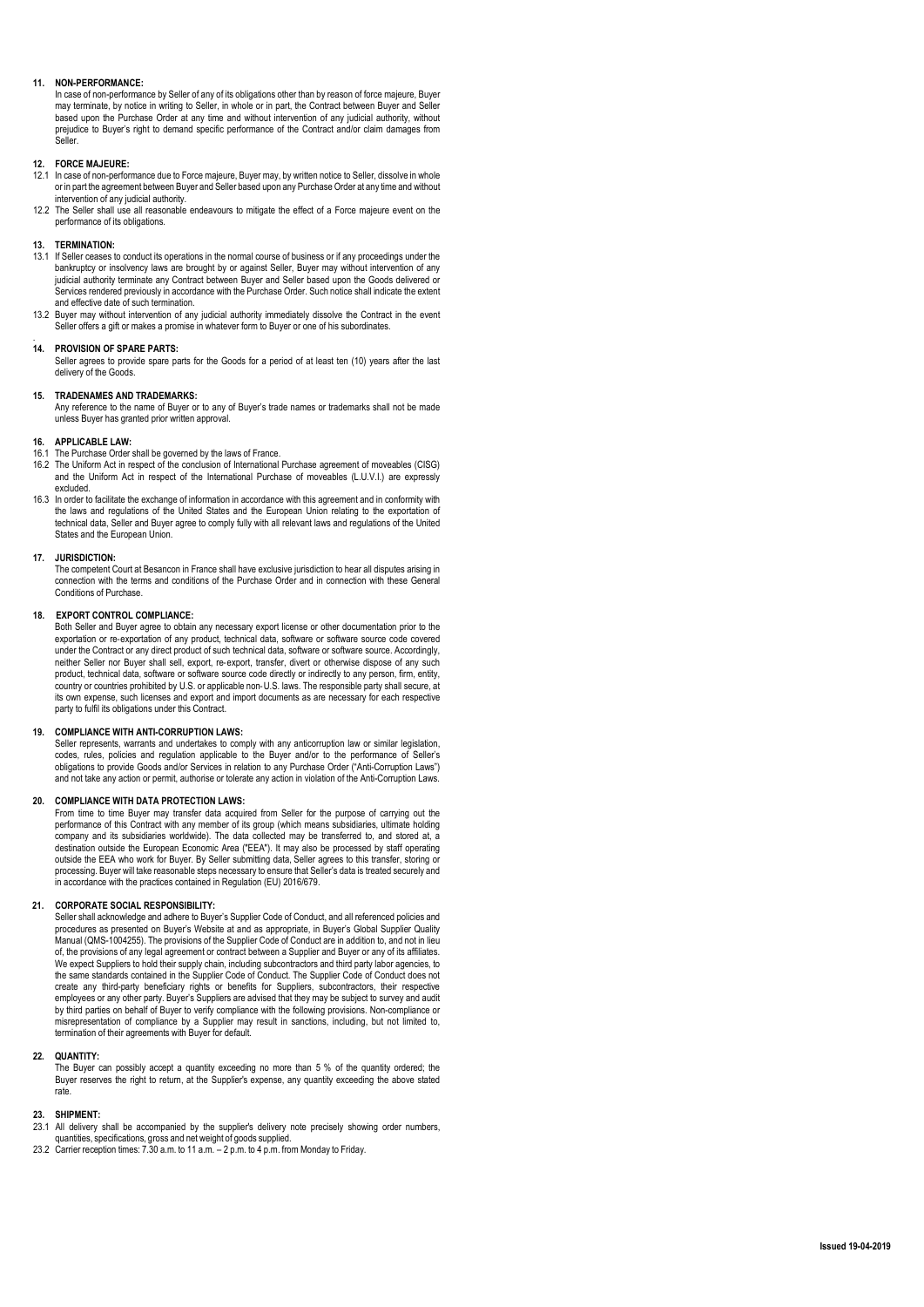**11. NON-PERFORMANCE:**

In case of non-performance by Seller of any of its obligations other than by reason of force majeure, Buyer may terminate, by notice in writing to Seller, in whole or in part, the Contract between Buyer and Seller based upon the Purchase Order at any time and without intervention of any judicial authority, without prejudice to Buyer's right to demand specific performance of the Contract and/or claim damages from Seller.

**12. FORCE MAJEURE:**

12.1 In case of non-performance due to Force majeure, Buyer may, by written notice to Seller, dissolve in whole or in part the agreement between Buyer and Seller based upon any Purchase Order at any time and without intervention of any judicial authority.

12.2 The Seller shall use all reasonable endeavours to mitigate the effect of a Force majeure event on the performance of its obligations.

**13. TERMINATION:**

13.1 If Seller ceases to conduct its operations in the normal course of business or if any proceedings under the bankruptcy or insolvency laws are brought by or against Seller, Buyer may without intervention of any judicial authority terminate any Contract between Buyer and Seller based upon the Goods delivered or Services rendered previously in accordance with the Purchase Order. Such notice shall indicate the extent and effective date of such termination.

13.2 Buyer may without intervention of any judicial authority immediately dissolve the Contract in the event Seller offers a gift or makes a promise in whatever form to Buyer or one of his subordinates.

**14. PROVISION OF SPARE PARTS:**

Seller agrees to provide spare parts for the Goods for a period of at least ten (10) years after the last delivery of the Goods.

**15. TRADENAMES AND TRADEMARKS:**

Any reference to the name of Buyer or to any of Buyer's trade names or trademarks shall not be made unless Buyer has granted prior written approval.

**16. APPLICABLE LAW:**

16.1 The Purchase Order shall be governed by the laws of France.

16.2 The Uniform Act in respect of the conclusion of International Purchase agreement of moveables (CISG) and the Uniform Act in respect of the International Purchase of moveables (L.U.V.I.) are expressly excluded.

16.3 In order to facilitate the exchange of information in accordance with this agreement and in conformity with the laws and regulations of the United States and the European Union relating to the exportation of technical data, Seller and Buyer agree to comply fully with all relevant laws and regulations of the United States and the European Union.

**17. JURISDICTION:**

The competent Court at Besancon in France shall have exclusive jurisdiction to hear all disputes arising in connection with the terms and conditions of the Purchase Order and in connection with these General Conditions of Purchase.

**18. EXPORT CONTROL COMPLIANCE:**

Both Seller and Buyer agree to obtain any necessary export license or other documentation prior to the exportation or re-exportation of any product, technical data, software or software source code covered under the Contract or any direct product of such technical data, software or software source. Accordingly, neither Seller nor Buyer shall sell, export, re-export, transfer, divert or otherwise dispose of any such product, technical data, software or software source code directly or indirectly to any person, firm, entity, country or countries prohibited by U.S. or applicable non- U.S. laws. The responsible party shall secure, at its own expense, such licenses and export and import documents as are necessary for each respective party to fulfil its obligations under this Contract.

**19. COMPLIANCE WITH ANTI-CORRUPTION LAWS:**

Seller represents, warrants and undertakes to comply with any anticorruption law or similar legislation, codes, rules, policies and regulation applicable to the Buyer and/or to the performance of Seller's obligations to provide Goods and/or Services in relation to any Purchase Order ("Anti-Corruption Laws") and not take any action or permit, authorise or tolerate any action in violation of the Anti-Corruption Laws.

**20. COMPLIANCE WITH DATA PROTECTION LAWS:**

From time to time Buyer may transfer data acquired from Seller for the purpose of carrying out the performance of this Contract with any member of its group (which means subsidiaries, ultimate holding company and its subsidiaries worldwide). The data collected may be transferred to, and stored at, a destination outside the European Economic Area ("EEA"). It may also be processed by staff operating outside the EEA who work for Buyer. By Seller submitting data, Seller agrees to this transfer, storing or processing. Buyer will take reasonable steps necessary to ensure that Seller's data is treated securely and in accordance with the practices contained in Regulation (EU) 2016/679.

**21. CORPORATE SOCIAL RESPONSIBILITY:**

Seller shall acknowledge and adhere to Buyer's Supplier Code of Conduct, and all referenced policies and procedures as presented on Buyer's Website at and as appropriate, in Buyer's Global Supplier Quality Manual (QMS-1004255). The provisions of the Supplier Code of Conduct are in addition to, and not in lieu of, the provisions of any legal agreement or contract between a Supplier and Buyer or any of its affiliates. We expect Suppliers to hold their supply chain, including subcontractors and third party labor agencies, to the same standards contained in the Supplier Code of Conduct. The Supplier Code of Conduct does not create any third-party beneficiary rights or benefits for Suppliers, subcontractors, their respective employees or any other party. Buyer's Suppliers are advised that they may be subject to survey and audit by third parties on behalf of Buyer to verify compliance with the following provisions. Non-compliance or misrepresentation of compliance by a Supplier may result in sanctions, including, but not limited to, termination of their agreements with Buyer for default.

**22. QUANTITY:**

The Buyer can possibly accept a quantity exceeding no more than 5 % of the quantity ordered; the Buyer reserves the right to return, at the Supplier's expense, any quantity exceeding the above stated rate.

**23. SHIPMENT:**

23.1 All delivery shall be accompanied by the supplier's delivery note precisely showing order numbers, quantities, specifications, gross and net weight of goods supplied.

23.2 Carrier reception times: 7.30 a.m. to 11 a.m. – 2 p.m. to 4 p.m. from Monday to Friday.

**Issued 19-04-2019**